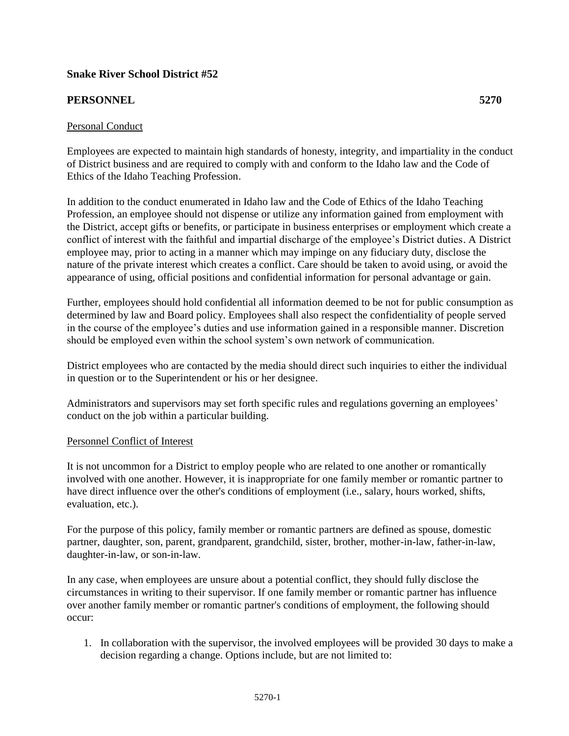**Snake River School District #52**

**PERSONNEL 5270**

Personal Conduct

Employees are expected to maintain high standards of honesty, integrity, and impartiality in the conduct of District business and are required to comply with and conform to the Idaho law and the Code of Ethics of the Idaho Teaching Profession.

In addition to the conduct enumerated in Idaho law and the Code of Ethics of the Idaho Teaching Profession, an employee should not dispense or utilize any information gained from employment with the District, accept gifts or benefits, or participate in business enterprises or employment which create a conflict of interest with the faithful and impartial discharge of the employee's District duties. A District employee may, prior to acting in a manner which may impinge on any fiduciary duty, disclose the nature of the private interest which creates a conflict. Care should be taken to avoid using, or avoid the appearance of using, official positions and confidential information for personal advantage or gain.

Further, employees should hold confidential all information deemed to be not for public consumption as determined by law and Board policy. Employees shall also respect the confidentiality of people served in the course of the employee's duties and use information gained in a responsible manner. Discretion should be employed even within the school system's own network of communication.

District employees who are contacted by the media should direct such inquiries to either the individual in question or to the Superintendent or his or her designee.

Administrators and supervisors may set forth specific rules and regulations governing an employees' conduct on the job within a particular building.

Personnel Conflict of Interest

It is not uncommon for a District to employ people who are related to one another or romantically involved with one another. However, it is inappropriate for one family member or romantic partner to have direct influence over the other's conditions of employment (i.e., salary, hours worked, shifts, evaluation, etc.).

For the purpose of this policy, family member or romantic partners are defined as spouse, domestic partner, daughter, son, parent, grandparent, grandchild, sister, brother, mother-in-law, father-in-law, daughter-in-law, or son-in-law.

In any case, when employees are unsure about a potential conflict, they should fully disclose the circumstances in writing to their supervisor. If one family member or romantic partner has influence over another family member or romantic partner's conditions of employment, the following should occur:

1. In collaboration with the supervisor, the involved employees will be provided 30 days to make a decision regarding a change. Options include, but are not limited to: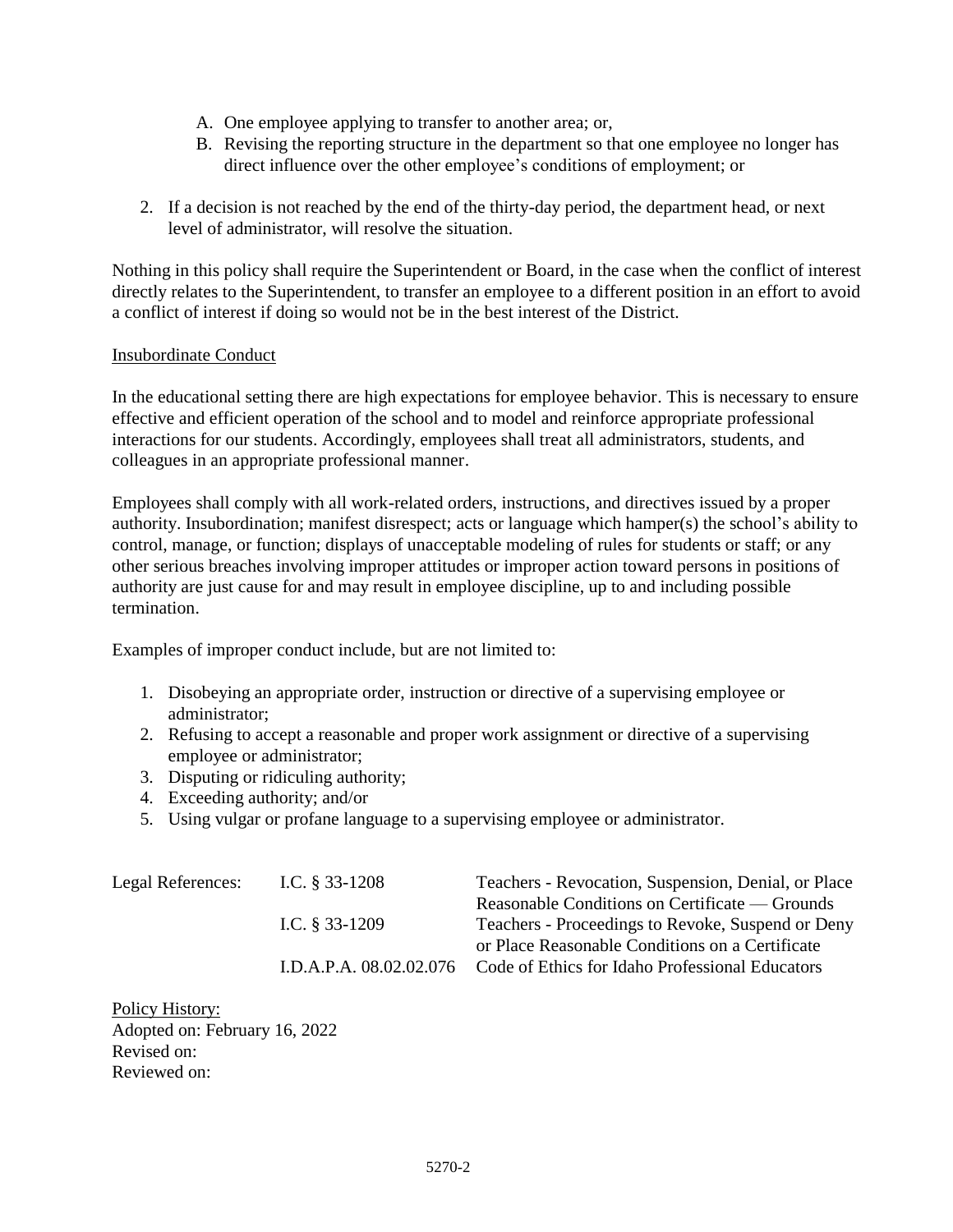A. One employee applying to transfer to another area; or,
B. Revising the reporting structure in the department so that one employee no longer has direct influence over the other employee's conditions of employment; or

2. If a decision is not reached by the end of the thirty-day period, the department head, or next level of administrator, will resolve the situation.

Nothing in this policy shall require the Superintendent or Board, in the case when the conflict of interest directly relates to the Superintendent, to transfer an employee to a different position in an effort to avoid a conflict of interest if doing so would not be in the best interest of the District.

Insubordinate Conduct

In the educational setting there are high expectations for employee behavior. This is necessary to ensure effective and efficient operation of the school and to model and reinforce appropriate professional interactions for our students. Accordingly, employees shall treat all administrators, students, and colleagues in an appropriate professional manner.

Employees shall comply with all work-related orders, instructions, and directives issued by a proper authority. Insubordination; manifest disrespect; acts or language which hamper(s) the school's ability to control, manage, or function; displays of unacceptable modeling of rules for students or staff; or any other serious breaches involving improper attitudes or improper action toward persons in positions of authority are just cause for and may result in employee discipline, up to and including possible termination.

Examples of improper conduct include, but are not limited to:

1. Disobeying an appropriate order, instruction or directive of a supervising employee or administrator;
2. Refusing to accept a reasonable and proper work assignment or directive of a supervising employee or administrator;
3. Disputing or ridiculing authority;
4. Exceeding authority; and/or
5. Using vulgar or profane language to a supervising employee or administrator.

| | | |
|---|---|---|
| Legal References: | I.C. § 33-1208 | Teachers - Revocation, Suspension, Denial, or Place Reasonable Conditions on Certificate — Grounds |
| | I.C. § 33-1209 | Teachers - Proceedings to Revoke, Suspend or Deny or Place Reasonable Conditions on a Certificate |
| | I.D.A.P.A. 08.02.02.076 | Code of Ethics for Idaho Professional Educators |

Policy History:
Adopted on: February 16, 2022
Revised on:
Reviewed on: